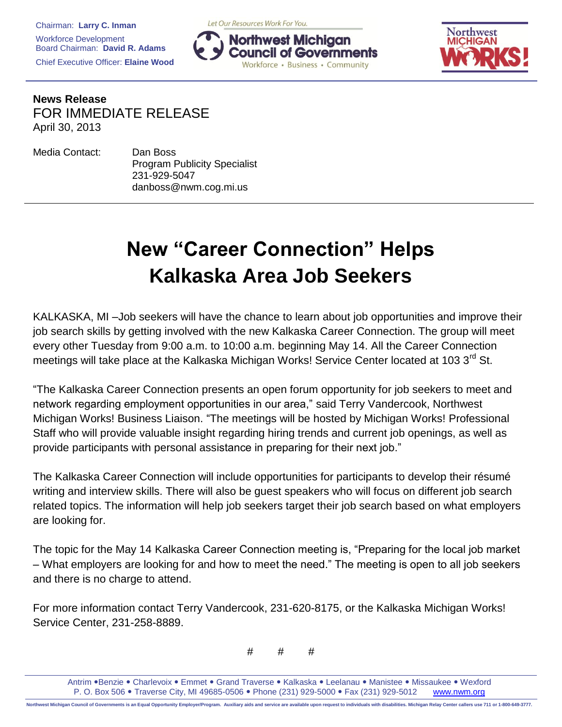Chairman: **Larry C. Inman**
Workforce Development Board Chairman: **David R. Adams**
Chief Executive Officer: **Elaine Wood**

Let Our Resources Work For You.
Northwest Michigan Council of Governments
Workforce • Business • Community

Northwest MICHIGAN WORKS!

**News Release**
FOR IMMEDIATE RELEASE
April 30, 2013

Media Contact: Dan Boss
Program Publicity Specialist
231-929-5047
danboss@nwm.cog.mi.us

# New "Career Connection" Helps Kalkaska Area Job Seekers

KALKASKA, MI –Job seekers will have the chance to learn about job opportunities and improve their job search skills by getting involved with the new Kalkaska Career Connection. The group will meet every other Tuesday from 9:00 a.m. to 10:00 a.m. beginning May 14. All the Career Connection meetings will take place at the Kalkaska Michigan Works! Service Center located at 103 3rd St.

"The Kalkaska Career Connection presents an open forum opportunity for job seekers to meet and network regarding employment opportunities in our area," said Terry Vandercook, Northwest Michigan Works! Business Liaison. "The meetings will be hosted by Michigan Works! Professional Staff who will provide valuable insight regarding hiring trends and current job openings, as well as provide participants with personal assistance in preparing for their next job."

The Kalkaska Career Connection will include opportunities for participants to develop their résumé writing and interview skills. There will also be guest speakers who will focus on different job search related topics. The information will help job seekers target their job search based on what employers are looking for.

The topic for the May 14 Kalkaska Career Connection meeting is, "Preparing for the local job market – What employers are looking for and how to meet the need." The meeting is open to all job seekers and there is no charge to attend.

For more information contact Terry Vandercook, 231-620-8175, or the Kalkaska Michigan Works! Service Center, 231-258-8889.

# # #

Antrim • Benzie • Charlevoix • Emmet • Grand Traverse • Kalkaska • Leelanau • Manistee • Missaukee • Wexford
P. O. Box 506 • Traverse City, MI 49685-0506 • Phone (231) 929-5000 • Fax (231) 929-5012 www.nwm.org

Northwest Michigan Council of Governments is an Equal Opportunity Employer/Program. Auxiliary aids and service are available upon request to individuals with disabilities. Michigan Relay Center callers use 711 or 1-800-649-3777.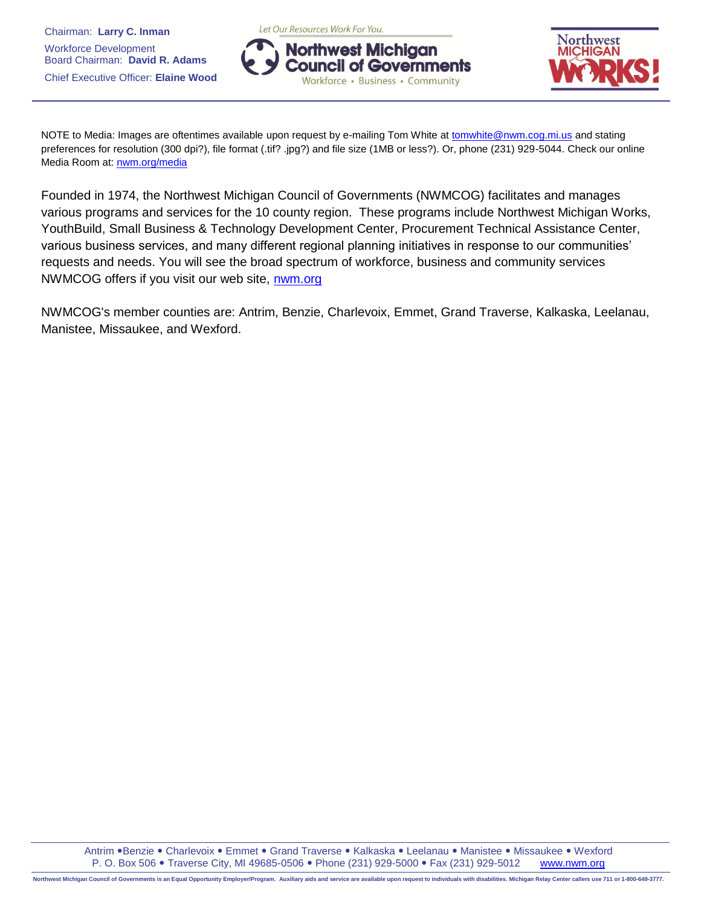NOTE to Media: Images are oftentimes available upon request by e-mailing Tom White at tomwhite@nwm.cog.mi.us and stating preferences for resolution (300 dpi?), file format (.tif? .jpg?) and file size (1MB or less?). Or, phone (231) 929-5044. Check our online Media Room at: nwm.org/media

Founded in 1974, the Northwest Michigan Council of Governments (NWMCOG) facilitates and manages various programs and services for the 10 county region. These programs include Northwest Michigan Works, YouthBuild, Small Business & Technology Development Center, Procurement Technical Assistance Center, various business services, and many different regional planning initiatives in response to our communities' requests and needs. You will see the broad spectrum of workforce, business and community services NWMCOG offers if you visit our web site, nwm.org

NWMCOG's member counties are: Antrim, Benzie, Charlevoix, Emmet, Grand Traverse, Kalkaska, Leelanau, Manistee, Missaukee, and Wexford.